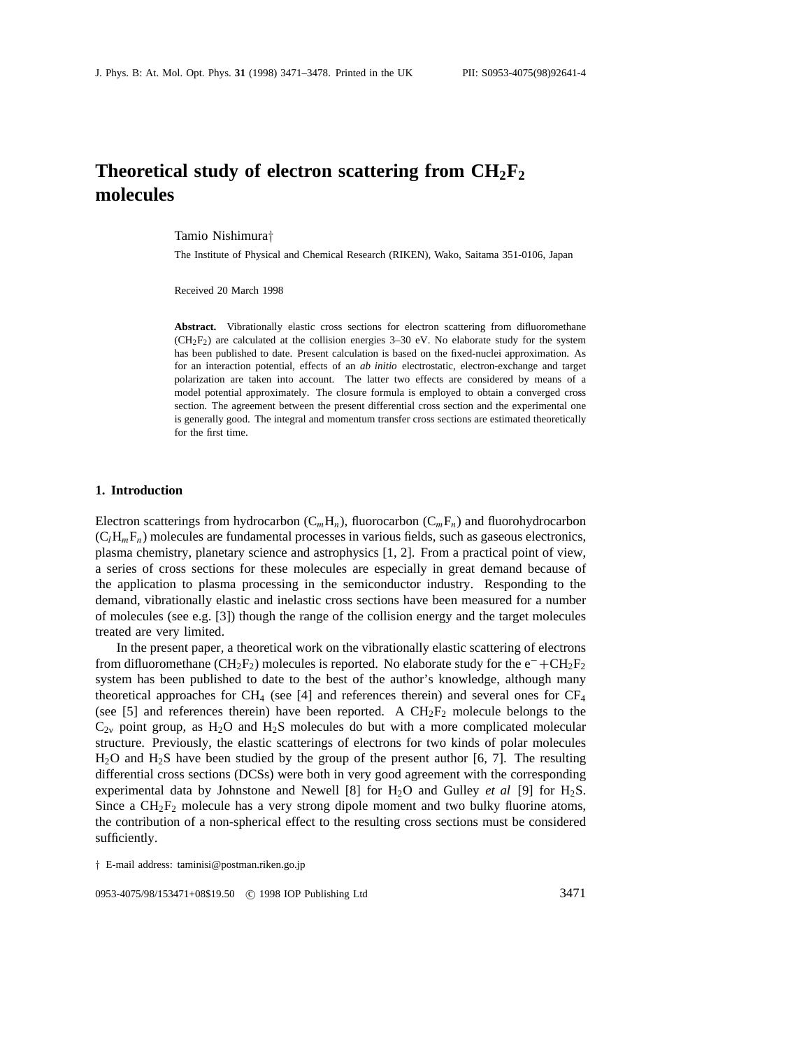# Theoretical study of electron scattering from $CH_2F_2$ molecules

Tamio Nishimura†

The Institute of Physical and Chemical Research (RIKEN), Wako, Saitama 351-0106, Japan

Received 20 March 1998

**Abstract.** Vibrationally elastic cross sections for electron scattering from difluoromethane ($CH_2F_2$) are calculated at the collision energies 3–30 eV. No elaborate study for the system has been published to date. Present calculation is based on the fixed-nuclei approximation. As for an interaction potential, effects of an *ab initio* electrostatic, electron-exchange and target polarization are taken into account. The latter two effects are considered by means of a model potential approximately. The closure formula is employed to obtain a converged cross section. The agreement between the present differential cross section and the experimental one is generally good. The integral and momentum transfer cross sections are estimated theoretically for the first time.

## 1. Introduction

Electron scatterings from hydrocarbon ($C_mH_n$), fluorocarbon ($C_mF_n$) and fluorohydrocarbon ($C_lH_mF_n$) molecules are fundamental processes in various fields, such as gaseous electronics, plasma chemistry, planetary science and astrophysics [1, 2]. From a practical point of view, a series of cross sections for these molecules are especially in great demand because of the application to plasma processing in the semiconductor industry. Responding to the demand, vibrationally elastic and inelastic cross sections have been measured for a number of molecules (see e.g. [3]) though the range of the collision energy and the target molecules treated are very limited.

In the present paper, a theoretical work on the vibrationally elastic scattering of electrons from difluoromethane ($CH_2F_2$) molecules is reported. No elaborate study for the $e^- + CH_2F_2$ system has been published to date to the best of the author's knowledge, although many theoretical approaches for $CH_4$ (see [4] and references therein) and several ones for $CF_4$ (see [5] and references therein) have been reported. A $CH_2F_2$ molecule belongs to the $C_{2v}$ point group, as $H_2O$ and $H_2S$ molecules do but with a more complicated molecular structure. Previously, the elastic scatterings of electrons for two kinds of polar molecules $H_2O$ and $H_2S$ have been studied by the group of the present author [6, 7]. The resulting differential cross sections (DCSs) were both in very good agreement with the corresponding experimental data by Johnstone and Newell [8] for $H_2O$ and Gulley *et al* [9] for $H_2S$. Since a $CH_2F_2$ molecule has a very strong dipole moment and two bulky fluorine atoms, the contribution of a non-spherical effect to the resulting cross sections must be considered sufficiently.

† E-mail address: taminisi@postman.riken.go.jp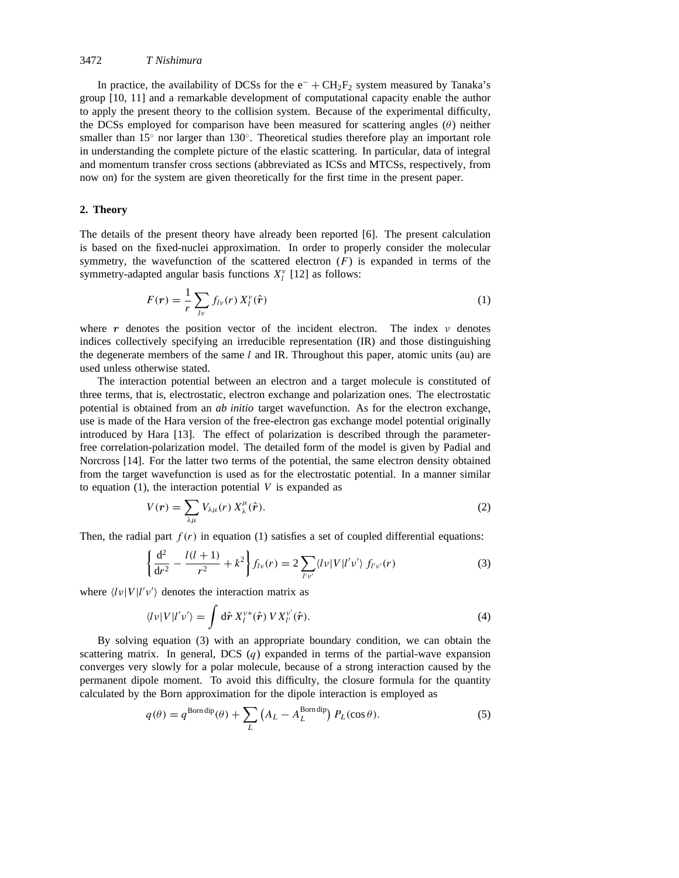In practice, the availability of DCSs for the $e^- + CH_2F_2$ system measured by Tanaka's group [10, 11] and a remarkable development of computational capacity enable the author to apply the present theory to the collision system. Because of the experimental difficulty, the DCSs employed for comparison have been measured for scattering angles ($\theta$) neither smaller than 15° nor larger than 130°. Theoretical studies therefore play an important role in understanding the complete picture of the elastic scattering. In particular, data of integral and momentum transfer cross sections (abbreviated as ICSs and MTCSs, respectively, from now on) for the system are given theoretically for the first time in the present paper.

## 2. Theory

The details of the present theory have already been reported [6]. The present calculation is based on the fixed-nuclei approximation. In order to properly consider the molecular symmetry, the wavefunction of the scattered electron ($F$) is expanded in terms of the symmetry-adapted angular basis functions $X_l^\nu$ [12] as follows:

$$F(\boldsymbol{r}) = \frac{1}{r} \sum_{l\nu} f_{l\nu}(r)\, X_l^\nu(\hat{\boldsymbol{r}}) \tag{1}$$

where $\boldsymbol{r}$ denotes the position vector of the incident electron. The index $\nu$ denotes indices collectively specifying an irreducible representation (IR) and those distinguishing the degenerate members of the same $l$ and IR. Throughout this paper, atomic units (au) are used unless otherwise stated.

The interaction potential between an electron and a target molecule is constituted of three terms, that is, electrostatic, electron exchange and polarization ones. The electrostatic potential is obtained from an *ab initio* target wavefunction. As for the electron exchange, use is made of the Hara version of the free-electron gas exchange model potential originally introduced by Hara [13]. The effect of polarization is described through the parameter-free correlation-polarization model. The detailed form of the model is given by Padial and Norcross [14]. For the latter two terms of the potential, the same electron density obtained from the target wavefunction is used as for the electrostatic potential. In a manner similar to equation (1), the interaction potential $V$ is expanded as

$$V(\boldsymbol{r}) = \sum_{\lambda\mu} V_{\lambda\mu}(r)\, X_\lambda^\mu(\hat{\boldsymbol{r}}). \tag{2}$$

Then, the radial part $f(r)$ in equation (1) satisfies a set of coupled differential equations:

$$\left\{ \frac{\mathrm{d}^2}{\mathrm{d}r^2} - \frac{l(l+1)}{r^2} + k^2 \right\} f_{l\nu}(r) = 2 \sum_{l'\nu'} \langle l\nu | V | l'\nu' \rangle\, f_{l'\nu'}(r) \tag{3}$$

where $\langle l\nu | V | l'\nu' \rangle$ denotes the interaction matrix as

$$\langle l\nu | V | l'\nu' \rangle = \int \mathrm{d}\hat{\boldsymbol{r}}\, X_l^{\nu *}(\hat{\boldsymbol{r}})\, V X_{l'}^{\nu'}(\hat{\boldsymbol{r}}). \tag{4}$$

By solving equation (3) with an appropriate boundary condition, we can obtain the scattering matrix. In general, DCS ($q$) expanded in terms of the partial-wave expansion converges very slowly for a polar molecule, because of a strong interaction caused by the permanent dipole moment. To avoid this difficulty, the closure formula for the quantity calculated by the Born approximation for the dipole interaction is employed as

$$q(\theta) = q^{\mathrm{Born\,dip}}(\theta) + \sum_L \left( A_L - A_L^{\mathrm{Born\,dip}} \right) P_L(\cos\theta). \tag{5}$$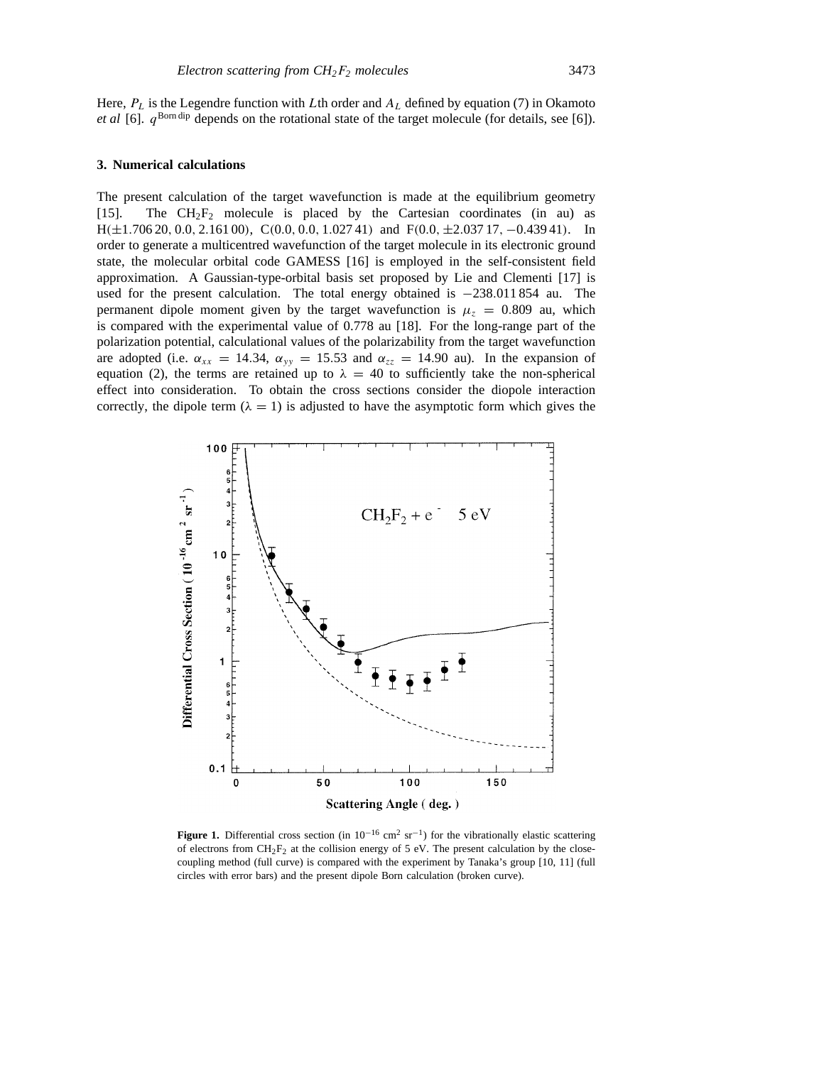Here, $P_L$ is the Legendre function with $L$th order and $A_L$ defined by equation (7) in Okamoto *et al* [6]. $q^{\text{Born dip}}$ depends on the rotational state of the target molecule (for details, see [6]).

## 3. Numerical calculations

The present calculation of the target wavefunction is made at the equilibrium geometry [15]. The $CH_2F_2$ molecule is placed by the Cartesian coordinates (in au) as H($\pm$1.706 20, 0.0, 2.161 00), C(0.0, 0.0, 1.027 41) and F(0.0, $\pm$2.037 17, $-$0.439 41). In order to generate a multicentred wavefunction of the target molecule in its electronic ground state, the molecular orbital code GAMESS [16] is employed in the self-consistent field approximation. A Gaussian-type-orbital basis set proposed by Lie and Clementi [17] is used for the present calculation. The total energy obtained is $-$238.011 854 au. The permanent dipole moment given by the target wavefunction is $\mu_z = 0.809$ au, which is compared with the experimental value of 0.778 au [18]. For the long-range part of the polarization potential, calculational values of the polarizability from the target wavefunction are adopted (i.e. $\alpha_{xx} = 14.34$, $\alpha_{yy} = 15.53$ and $\alpha_{zz} = 14.90$ au). In the expansion of equation (2), the terms are retained up to $\lambda = 40$ to sufficiently take the non-spherical effect into consideration. To obtain the cross sections consider the diopole interaction correctly, the dipole term ($\lambda = 1$) is adjusted to have the asymptotic form which gives the

**Figure 1.** Differential cross section (in $10^{-16}$ cm$^2$ sr$^{-1}$) for the vibrationally elastic scattering of electrons from $CH_2F_2$ at the collision energy of 5 eV. The present calculation by the close-coupling method (full curve) is compared with the experiment by Tanaka's group [10, 11] (full circles with error bars) and the present dipole Born calculation (broken curve).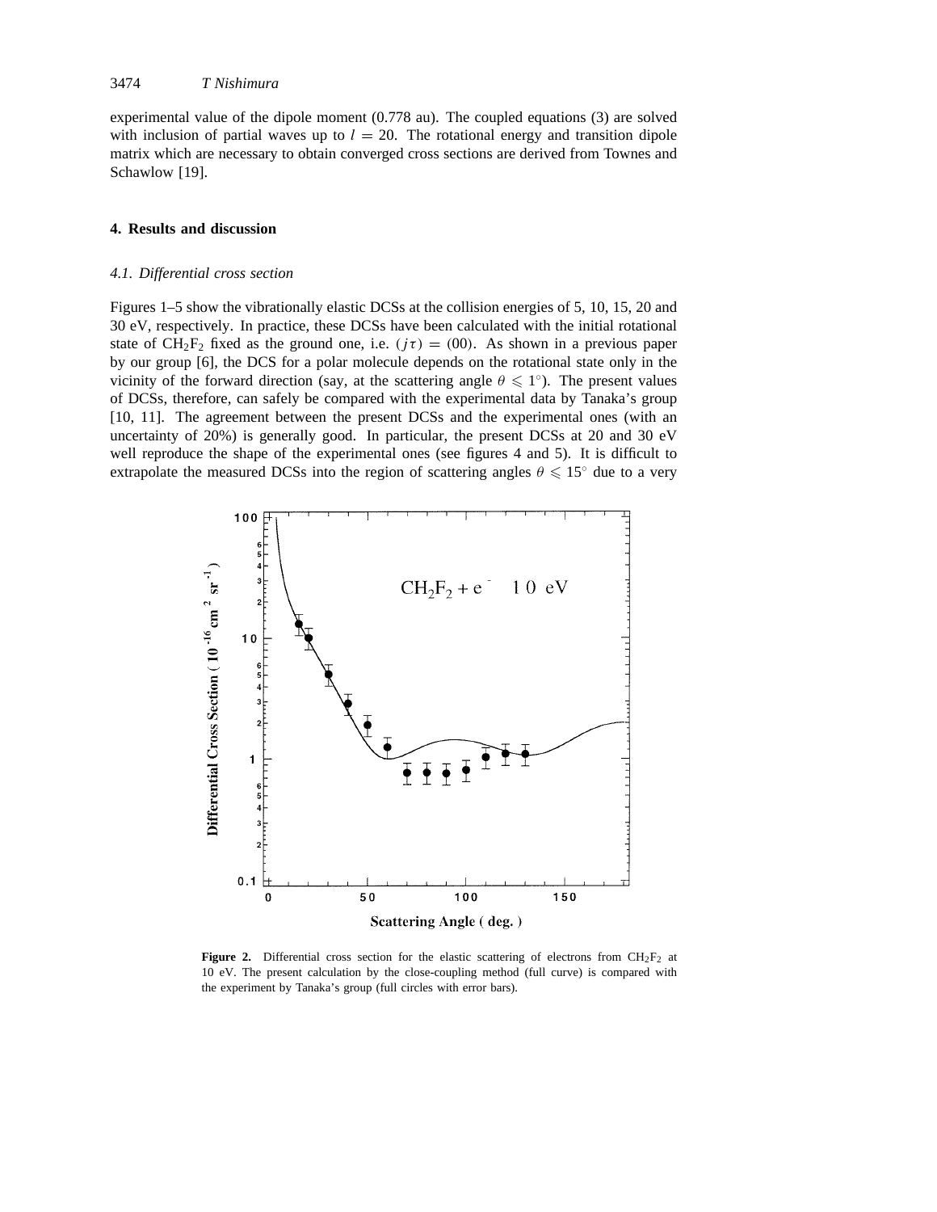experimental value of the dipole moment (0.778 au). The coupled equations (3) are solved with inclusion of partial waves up to $l = 20$. The rotational energy and transition dipole matrix which are necessary to obtain converged cross sections are derived from Townes and Schawlow [19].

## 4. Results and discussion

### 4.1. Differential cross section

Figures 1–5 show the vibrationally elastic DCSs at the collision energies of 5, 10, 15, 20 and 30 eV, respectively. In practice, these DCSs have been calculated with the initial rotational state of $CH_2F_2$ fixed as the ground one, i.e. $(j\tau) = (00)$. As shown in a previous paper by our group [6], the DCS for a polar molecule depends on the rotational state only in the vicinity of the forward direction (say, at the scattering angle $\theta \leqslant 1^\circ$). The present values of DCSs, therefore, can safely be compared with the experimental data by Tanaka's group [10, 11]. The agreement between the present DCSs and the experimental ones (with an uncertainty of 20%) is generally good. In particular, the present DCSs at 20 and 30 eV well reproduce the shape of the experimental ones (see figures 4 and 5). It is difficult to extrapolate the measured DCSs into the region of scattering angles $\theta \leqslant 15^\circ$ due to a very

**Figure 2.** Differential cross section for the elastic scattering of electrons from $CH_2F_2$ at 10 eV. The present calculation by the close-coupling method (full curve) is compared with the experiment by Tanaka's group (full circles with error bars).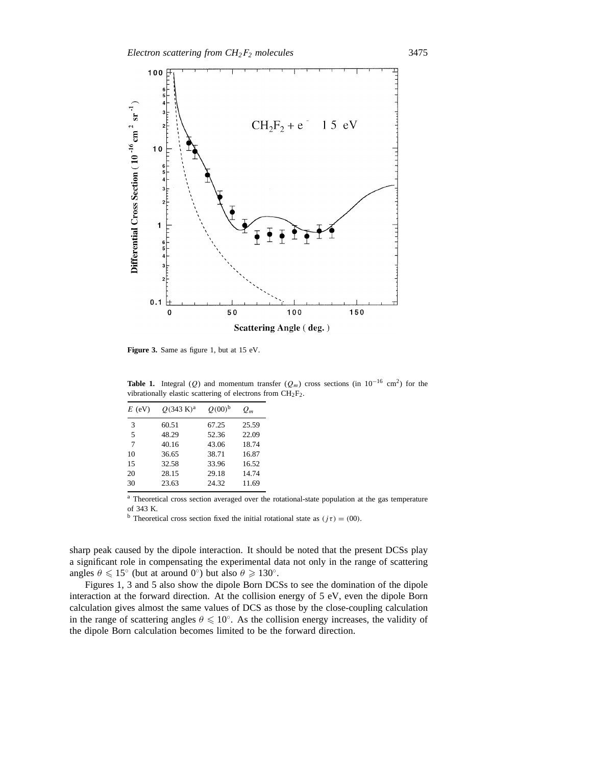**Figure 3.** Same as figure 1, but at 15 eV.

**Table 1.** Integral ($Q$) and momentum transfer ($Q_m$) cross sections (in $10^{-16}$ cm$^2$) for the vibrationally elastic scattering of electrons from $CH_2F_2$.

| $E$ (eV) | $Q$(343 K)[a] | $Q$(00)[b] | $Q_m$ |
|---|---|---|---|
| 3 | 60.51 | 67.25 | 25.59 |
| 5 | 48.29 | 52.36 | 22.09 |
| 7 | 40.16 | 43.06 | 18.74 |
| 10 | 36.65 | 38.71 | 16.87 |
| 15 | 32.58 | 33.96 | 16.52 |
| 20 | 28.15 | 29.18 | 14.74 |
| 30 | 23.63 | 24.32 | 11.69 |

[a] Theoretical cross section averaged over the rotational-state population at the gas temperature of 343 K.

[b] Theoretical cross section fixed the initial rotational state as $(j\tau) = (00)$.

sharp peak caused by the dipole interaction. It should be noted that the present DCSs play a significant role in compensating the experimental data not only in the range of scattering angles $\theta \leqslant 15^\circ$ (but at around $0^\circ$) but also $\theta \geqslant 130^\circ$.

Figures 1, 3 and 5 also show the dipole Born DCSs to see the domination of the dipole interaction at the forward direction. At the collision energy of 5 eV, even the dipole Born calculation gives almost the same values of DCS as those by the close-coupling calculation in the range of scattering angles $\theta \leqslant 10^\circ$. As the collision energy increases, the validity of the dipole Born calculation becomes limited to be the forward direction.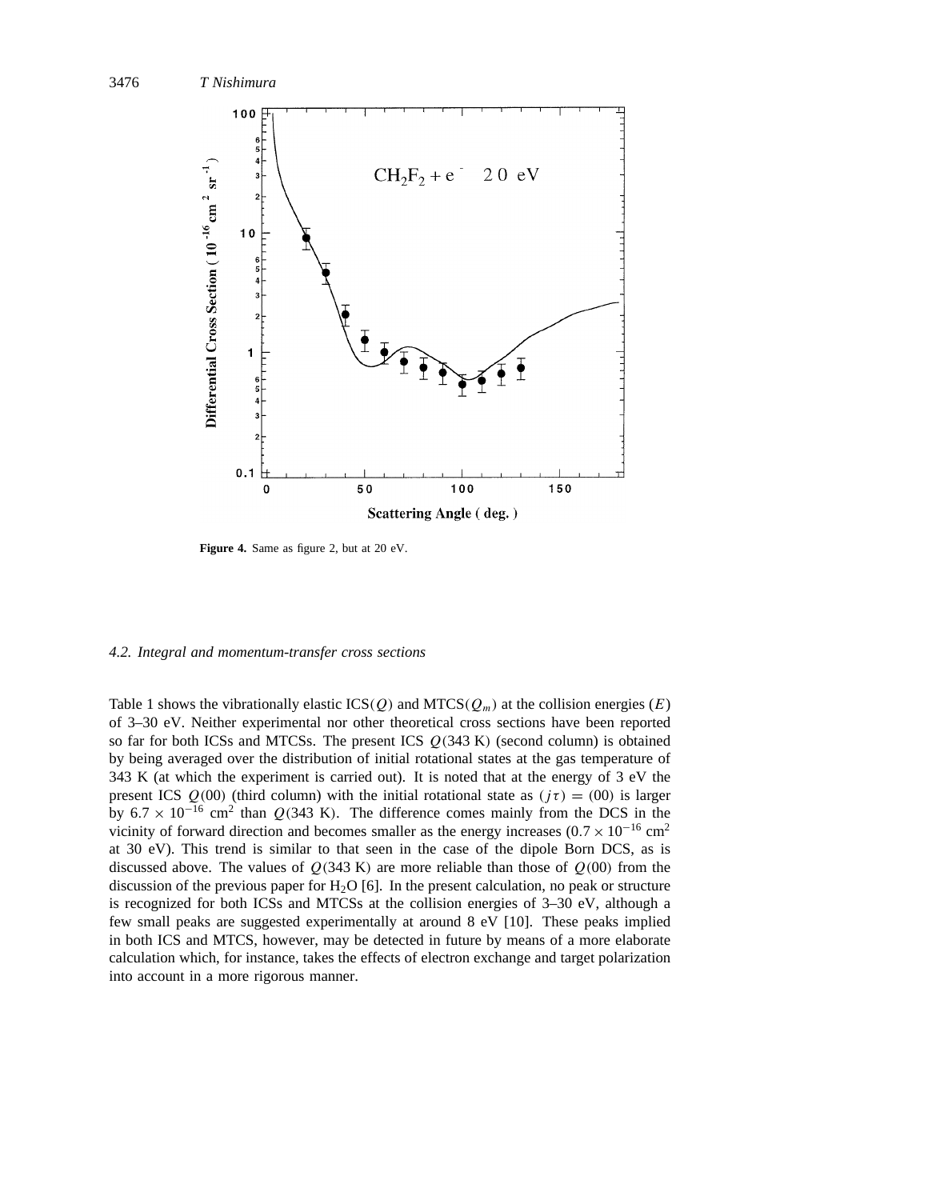**Figure 4.** Same as figure 2, but at 20 eV.

### 4.2. Integral and momentum-transfer cross sections

Table 1 shows the vibrationally elastic ICS($Q$) and MTCS($Q_m$) at the collision energies ($E$) of 3–30 eV. Neither experimental nor other theoretical cross sections have been reported so far for both ICSs and MTCSs. The present ICS $Q(343\ \mathrm{K})$ (second column) is obtained by being averaged over the distribution of initial rotational states at the gas temperature of 343 K (at which the experiment is carried out). It is noted that at the energy of 3 eV the present ICS $Q(00)$ (third column) with the initial rotational state as $(j\tau) = (00)$ is larger by $6.7 \times 10^{-16}$ cm$^2$ than $Q(343\ \mathrm{K})$. The difference comes mainly from the DCS in the vicinity of forward direction and becomes smaller as the energy increases ($0.7 \times 10^{-16}$ cm$^2$ at 30 eV). This trend is similar to that seen in the case of the dipole Born DCS, as is discussed above. The values of $Q(343\ \mathrm{K})$ are more reliable than those of $Q(00)$ from the discussion of the previous paper for $H_2O$ [6]. In the present calculation, no peak or structure is recognized for both ICSs and MTCSs at the collision energies of 3–30 eV, although a few small peaks are suggested experimentally at around 8 eV [10]. These peaks implied in both ICS and MTCS, however, may be detected in future by means of a more elaborate calculation which, for instance, takes the effects of electron exchange and target polarization into account in a more rigorous manner.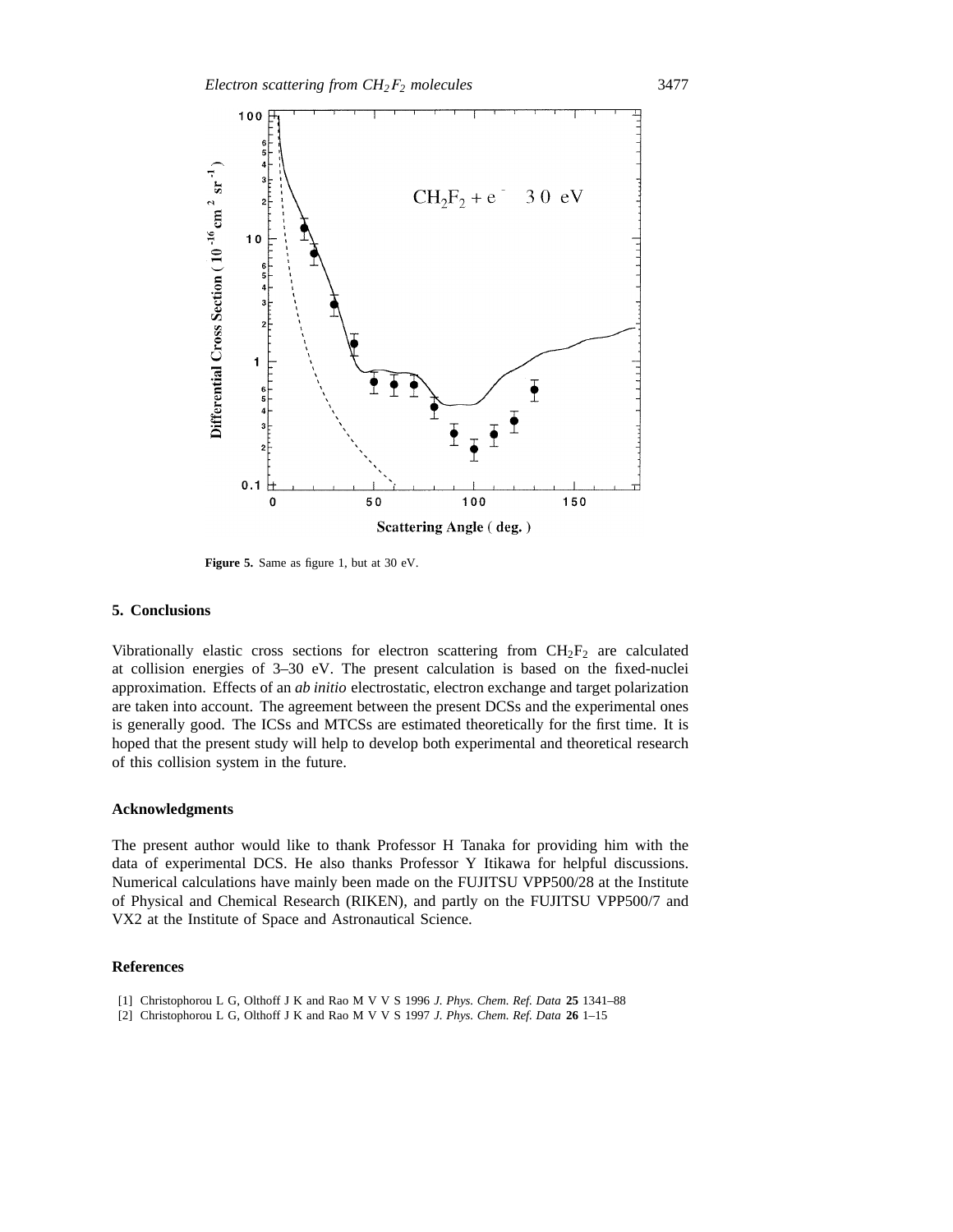Figure 5. Same as figure 1, but at 30 eV.

## 5. Conclusions

Vibrationally elastic cross sections for electron scattering from $CH_2F_2$ are calculated at collision energies of 3–30 eV. The present calculation is based on the fixed-nuclei approximation. Effects of an *ab initio* electrostatic, electron exchange and target polarization are taken into account. The agreement between the present DCSs and the experimental ones is generally good. The ICSs and MTCSs are estimated theoretically for the first time. It is hoped that the present study will help to develop both experimental and theoretical research of this collision system in the future.

### Acknowledgments

The present author would like to thank Professor H Tanaka for providing him with the data of experimental DCS. He also thanks Professor Y Itikawa for helpful discussions. Numerical calculations have mainly been made on the FUJITSU VPP500/28 at the Institute of Physical and Chemical Research (RIKEN), and partly on the FUJITSU VPP500/7 and VX2 at the Institute of Space and Astronautical Science.

### References

[1] Christophorou L G, Olthoff J K and Rao M V V S 1996 *J. Phys. Chem. Ref. Data* **25** 1341–88

[2] Christophorou L G, Olthoff J K and Rao M V V S 1997 *J. Phys. Chem. Ref. Data* **26** 1–15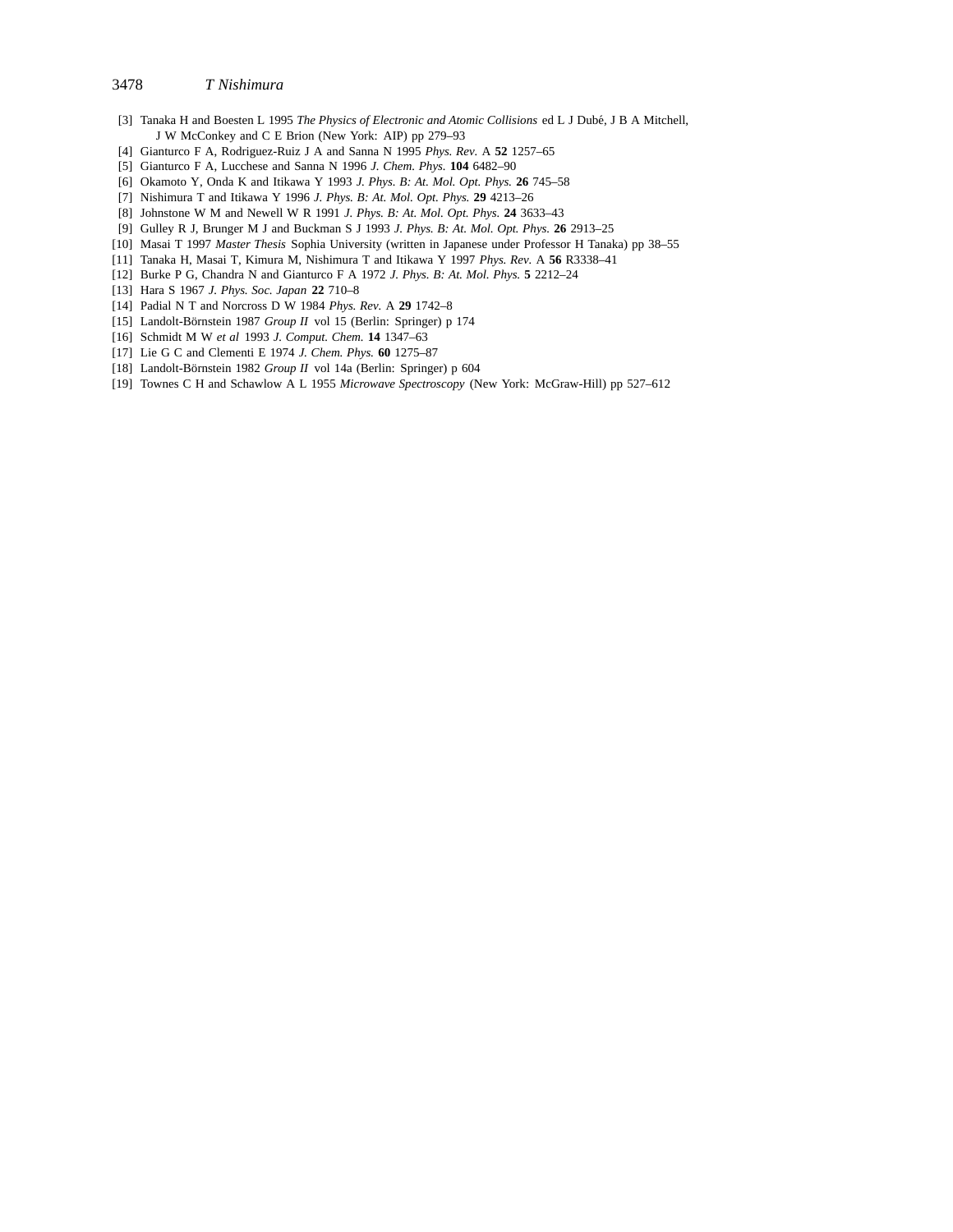[3] Tanaka H and Boesten L 1995 *The Physics of Electronic and Atomic Collisions* ed L J Dubé, J B A Mitchell, J W McConkey and C E Brion (New York: AIP) pp 279–93

[4] Gianturco F A, Rodriguez-Ruiz J A and Sanna N 1995 *Phys. Rev.* A **52** 1257–65

[5] Gianturco F A, Lucchese and Sanna N 1996 *J. Chem. Phys.* **104** 6482–90

[6] Okamoto Y, Onda K and Itikawa Y 1993 *J. Phys. B: At. Mol. Opt. Phys.* **26** 745–58

[7] Nishimura T and Itikawa Y 1996 *J. Phys. B: At. Mol. Opt. Phys.* **29** 4213–26

[8] Johnstone W M and Newell W R 1991 *J. Phys. B: At. Mol. Opt. Phys.* **24** 3633–43

[9] Gulley R J, Brunger M J and Buckman S J 1993 *J. Phys. B: At. Mol. Opt. Phys.* **26** 2913–25

[10] Masai T 1997 *Master Thesis* Sophia University (written in Japanese under Professor H Tanaka) pp 38–55

[11] Tanaka H, Masai T, Kimura M, Nishimura T and Itikawa Y 1997 *Phys. Rev.* A **56** R3338–41

[12] Burke P G, Chandra N and Gianturco F A 1972 *J. Phys. B: At. Mol. Phys.* **5** 2212–24

[13] Hara S 1967 *J. Phys. Soc. Japan* **22** 710–8

[14] Padial N T and Norcross D W 1984 *Phys. Rev.* A **29** 1742–8

[15] Landolt-Börnstein 1987 *Group II* vol 15 (Berlin: Springer) p 174

[16] Schmidt M W *et al* 1993 *J. Comput. Chem.* **14** 1347–63

[17] Lie G C and Clementi E 1974 *J. Chem. Phys.* **60** 1275–87

[18] Landolt-Börnstein 1982 *Group II* vol 14a (Berlin: Springer) p 604

[19] Townes C H and Schawlow A L 1955 *Microwave Spectroscopy* (New York: McGraw-Hill) pp 527–612